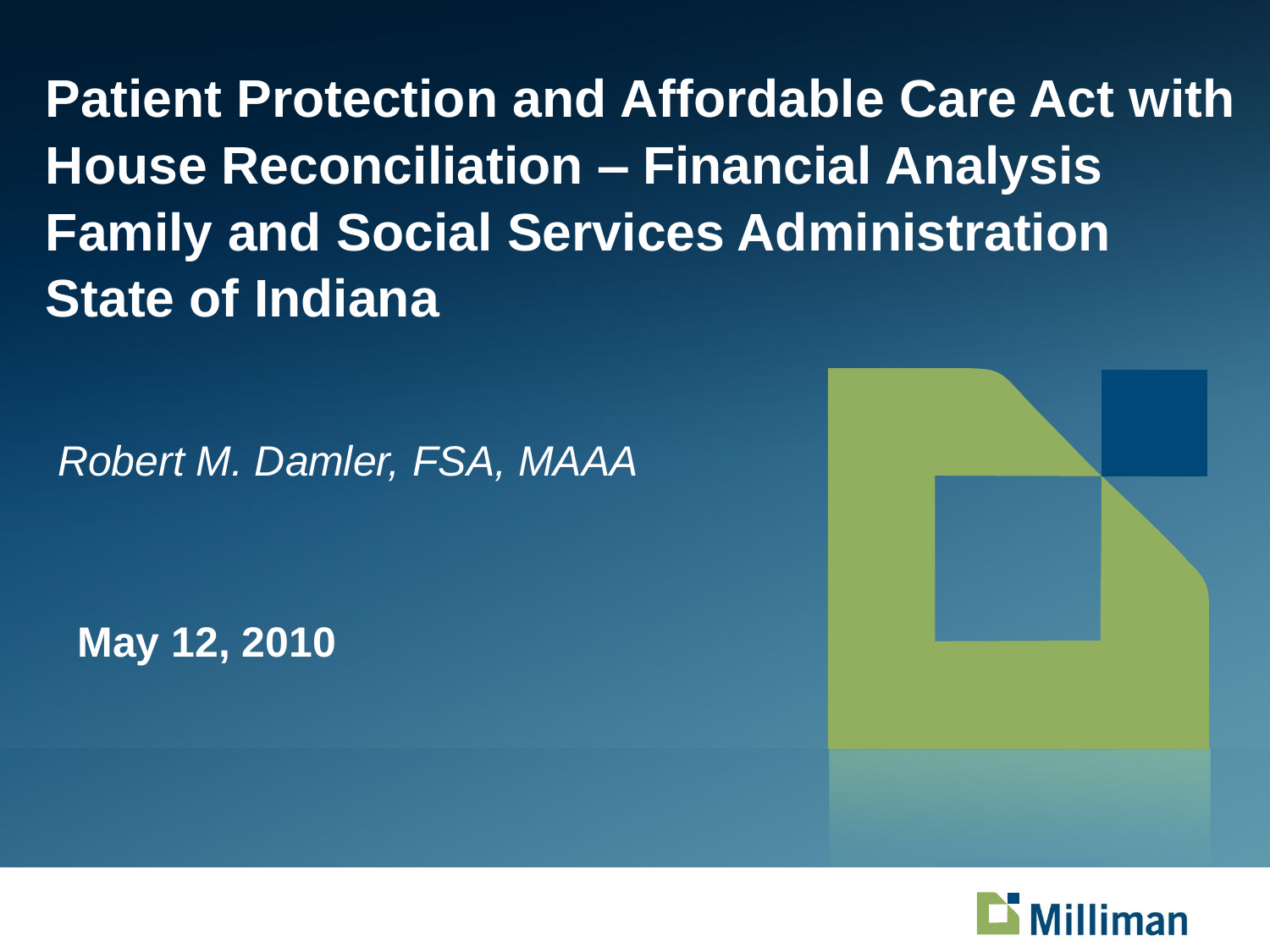# Patient Protection and Affordable Care Act with House Reconciliation – Financial Analysis Family and Social Services Administration State of Indiana

*Robert M. Damler, FSA, MAAA*

**May 12, 2010**

Milliman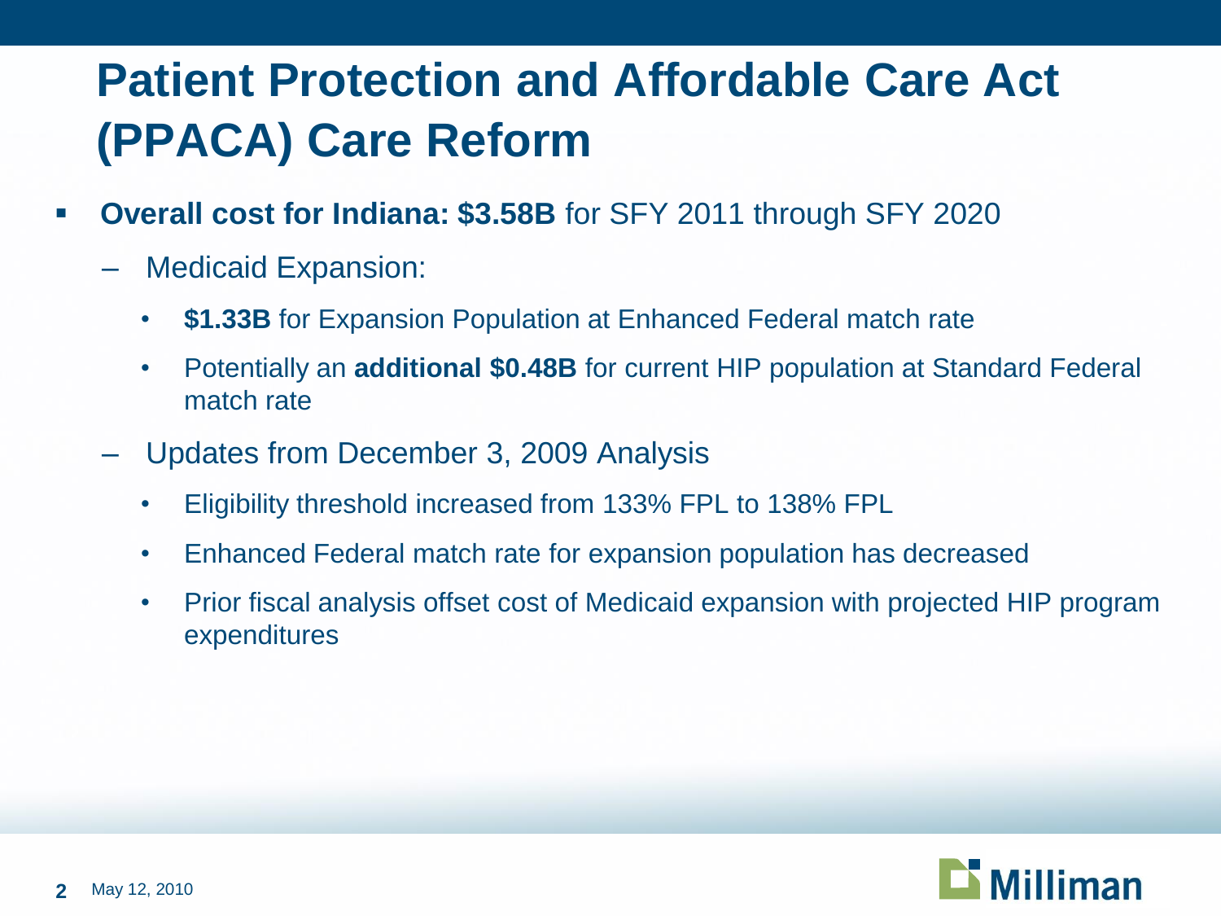# Patient Protection and Affordable Care Act (PPACA) Care Reform

- **Overall cost for Indiana: $3.58B** for SFY 2011 through SFY 2020
  - Medicaid Expansion:
    - **$1.33B** for Expansion Population at Enhanced Federal match rate
    - Potentially an **additional $0.48B** for current HIP population at Standard Federal match rate
  - Updates from December 3, 2009 Analysis
    - Eligibility threshold increased from 133% FPL to 138% FPL
    - Enhanced Federal match rate for expansion population has decreased
    - Prior fiscal analysis offset cost of Medicaid expansion with projected HIP program expenditures

May 12, 2010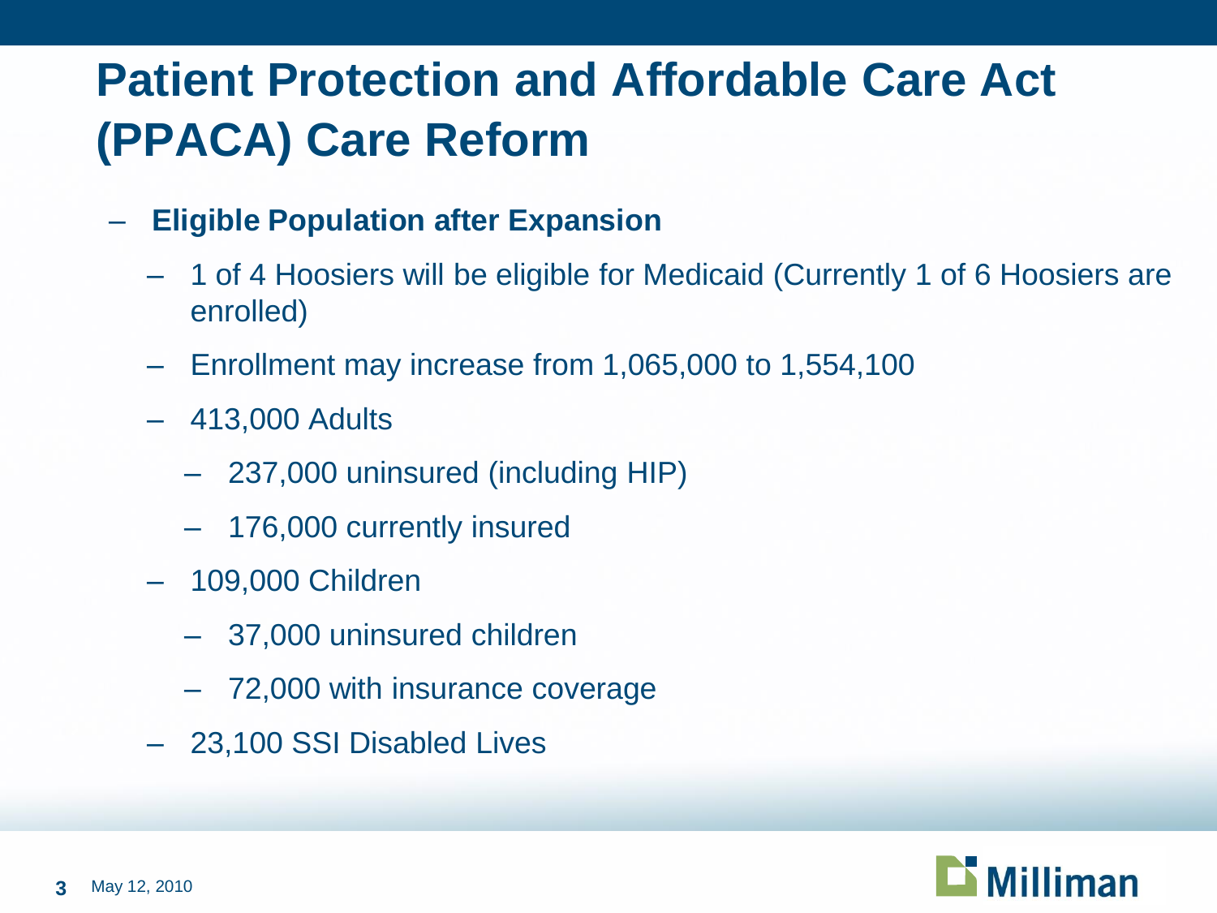# Patient Protection and Affordable Care Act (PPACA) Care Reform

- **Eligible Population after Expansion**
  - 1 of 4 Hoosiers will be eligible for Medicaid (Currently 1 of 6 Hoosiers are enrolled)
  - Enrollment may increase from 1,065,000 to 1,554,100
  - 413,000 Adults
    - 237,000 uninsured (including HIP)
    - 176,000 currently insured
  - 109,000 Children
    - 37,000 uninsured children
    - 72,000 with insurance coverage
  - 23,100 SSI Disabled Lives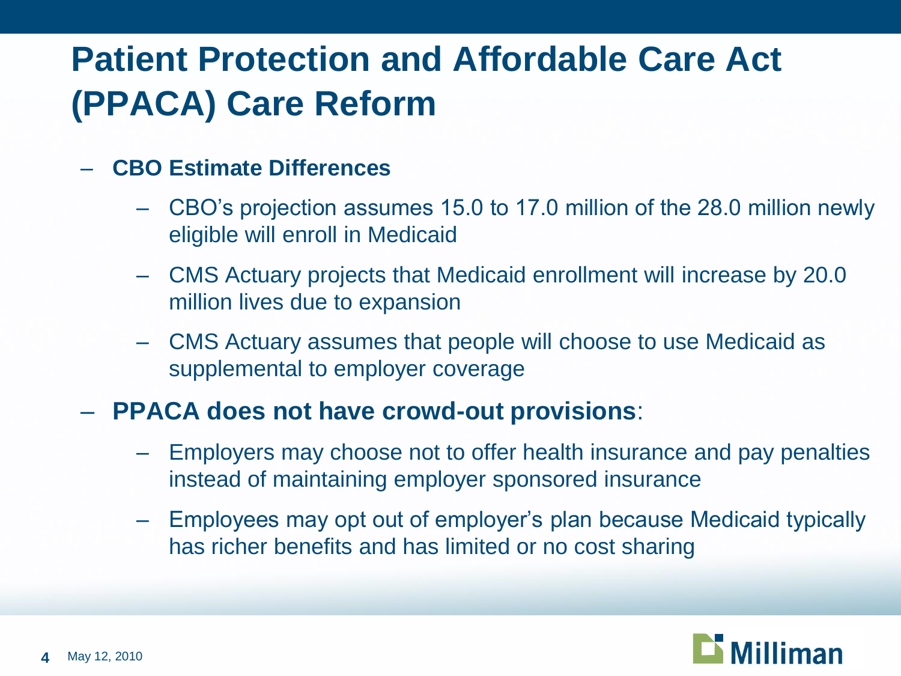# Patient Protection and Affordable Care Act (PPACA) Care Reform

- **CBO Estimate Differences**
  - CBO's projection assumes 15.0 to 17.0 million of the 28.0 million newly eligible will enroll in Medicaid
  - CMS Actuary projects that Medicaid enrollment will increase by 20.0 million lives due to expansion
  - CMS Actuary assumes that people will choose to use Medicaid as supplemental to employer coverage
- **PPACA does not have crowd-out provisions**:
  - Employers may choose not to offer health insurance and pay penalties instead of maintaining employer sponsored insurance
  - Employees may opt out of employer's plan because Medicaid typically has richer benefits and has limited or no cost sharing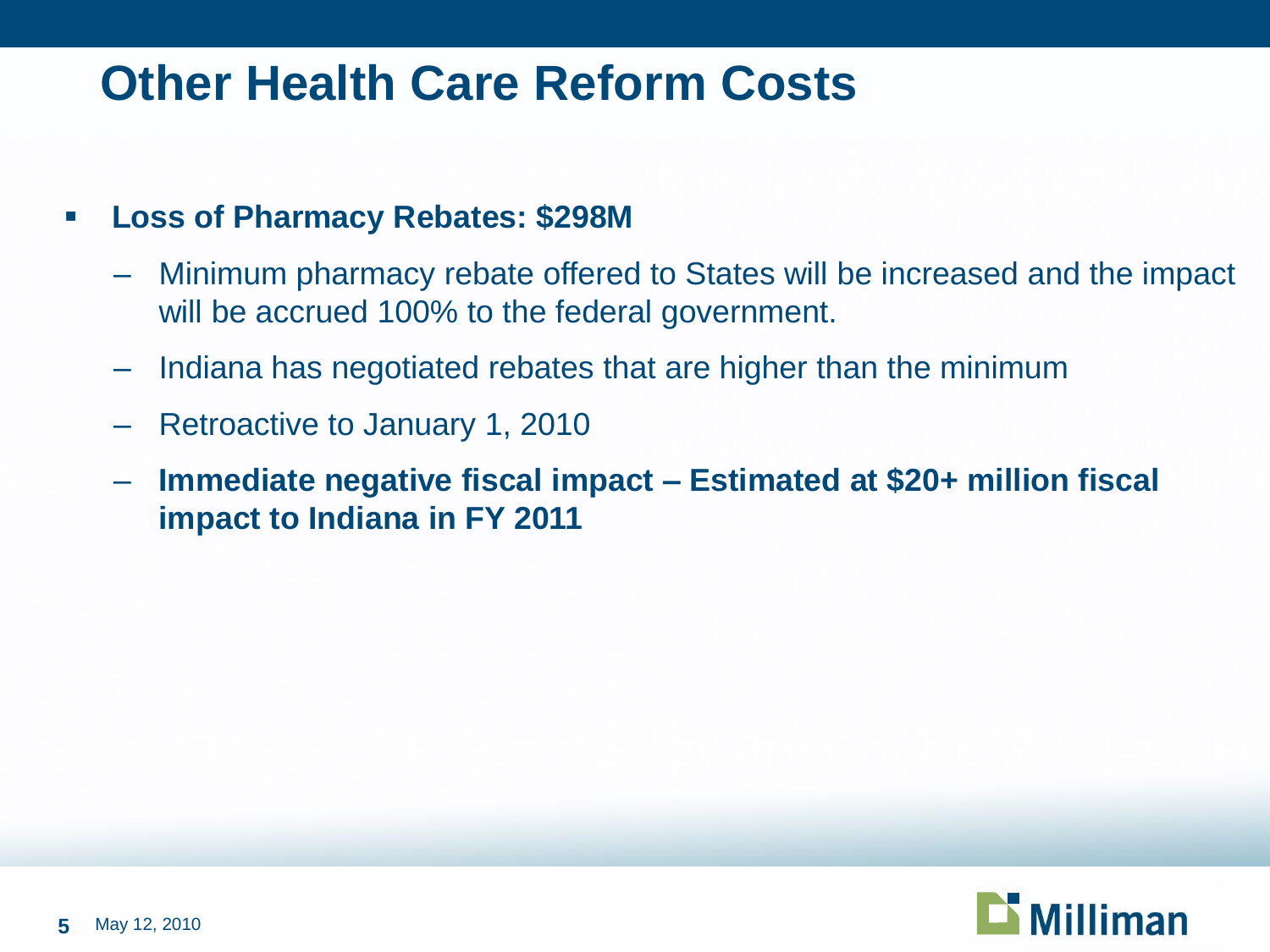# Other Health Care Reform Costs

- **Loss of Pharmacy Rebates: $298M**
  - Minimum pharmacy rebate offered to States will be increased and the impact will be accrued 100% to the federal government.
  - Indiana has negotiated rebates that are higher than the minimum
  - Retroactive to January 1, 2010
  - **Immediate negative fiscal impact – Estimated at $20+ million fiscal impact to Indiana in FY 2011**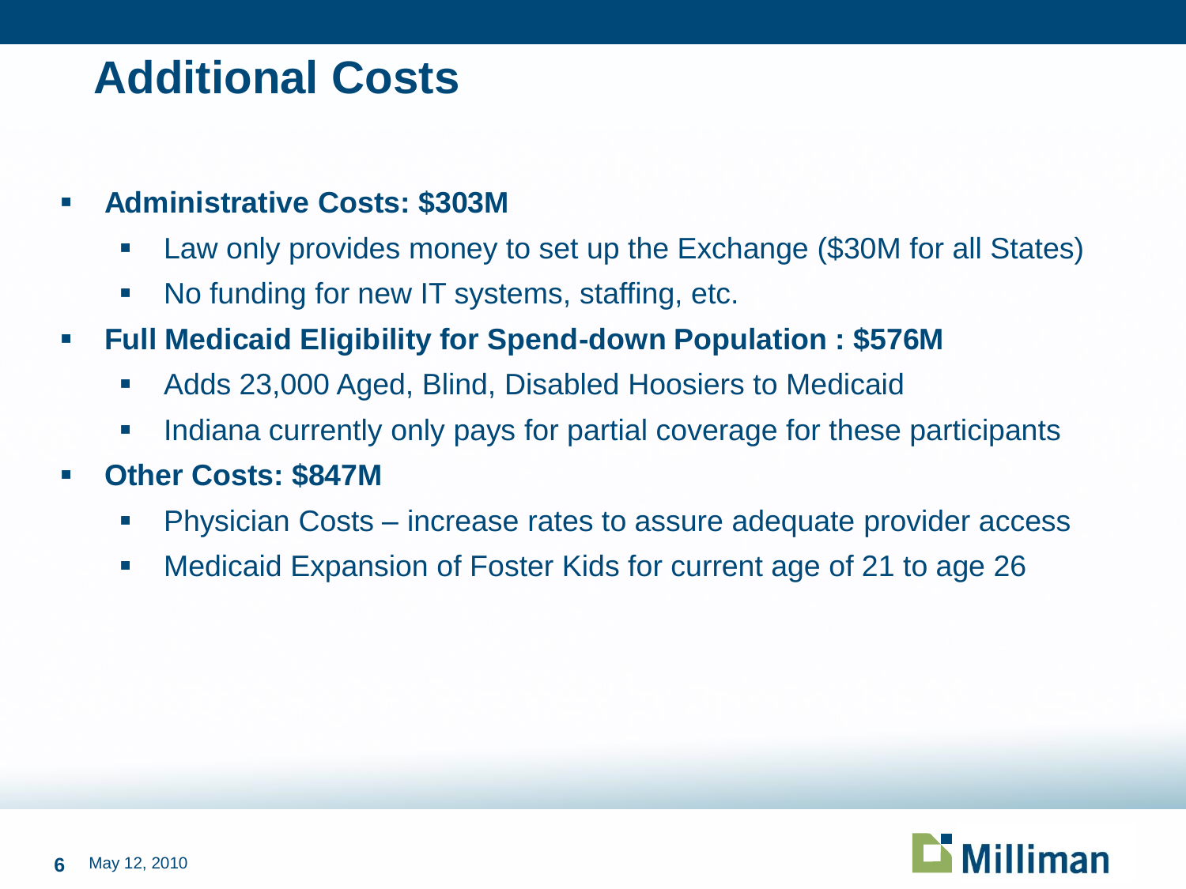# Additional Costs

- **Administrative Costs: $303M**
  - Law only provides money to set up the Exchange ($30M for all States)
  - No funding for new IT systems, staffing, etc.
- **Full Medicaid Eligibility for Spend-down Population : $576M**
  - Adds 23,000 Aged, Blind, Disabled Hoosiers to Medicaid
  - Indiana currently only pays for partial coverage for these participants
- **Other Costs: $847M**
  - Physician Costs – increase rates to assure adequate provider access
  - Medicaid Expansion of Foster Kids for current age of 21 to age 26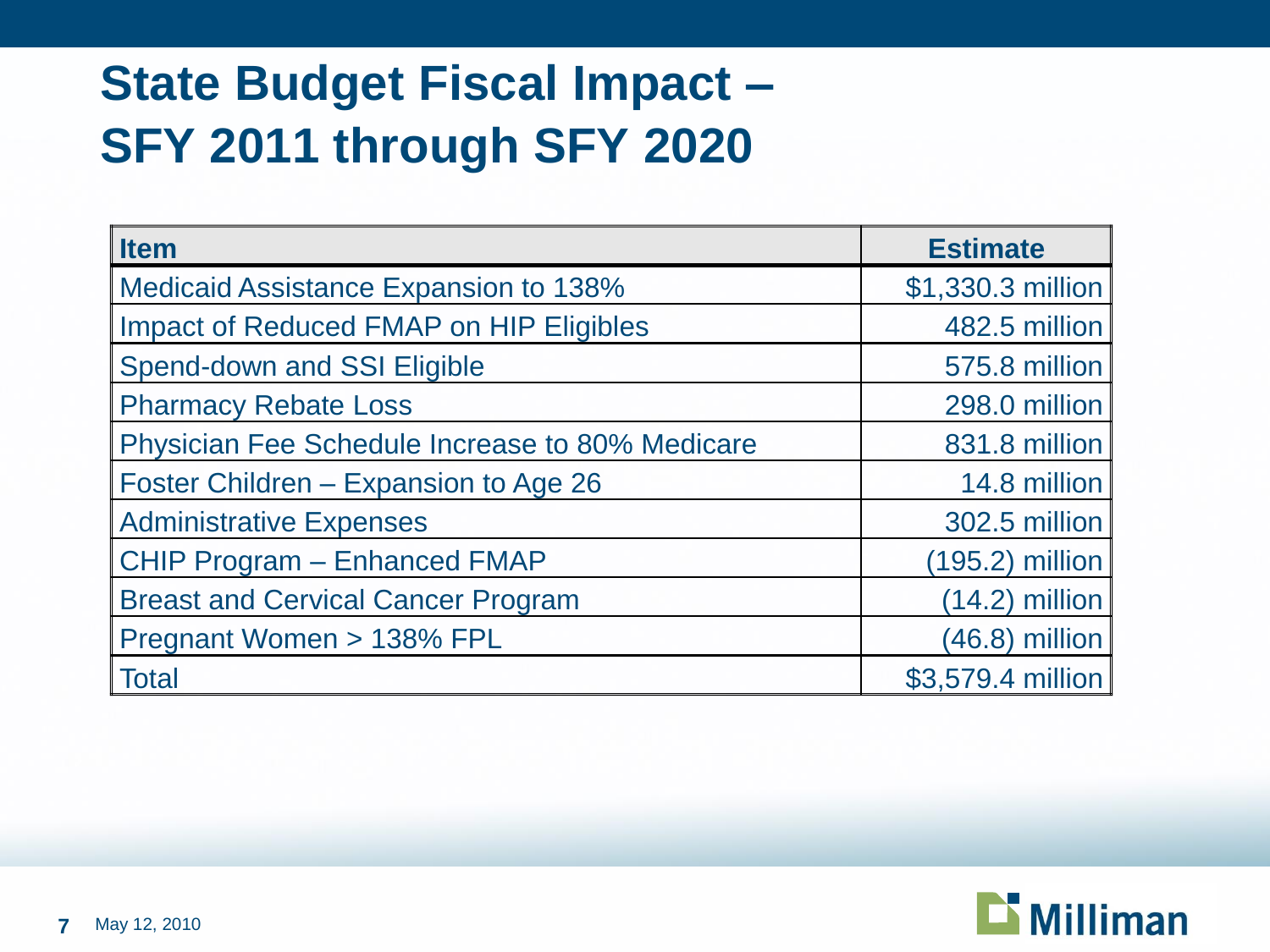# State Budget Fiscal Impact – SFY 2011 through SFY 2020

| Item | Estimate |
| --- | --- |
| Medicaid Assistance Expansion to 138% | $1,330.3 million |
| Impact of Reduced FMAP on HIP Eligibles | 482.5 million |
| Spend-down and SSI Eligible | 575.8 million |
| Pharmacy Rebate Loss | 298.0 million |
| Physician Fee Schedule Increase to 80% Medicare | 831.8 million |
| Foster Children – Expansion to Age 26 | 14.8 million |
| Administrative Expenses | 302.5 million |
| CHIP Program – Enhanced FMAP | (195.2) million |
| Breast and Cervical Cancer Program | (14.2) million |
| Pregnant Women > 138% FPL | (46.8) million |
| Total | $3,579.4 million |

May 12, 2010

Milliman